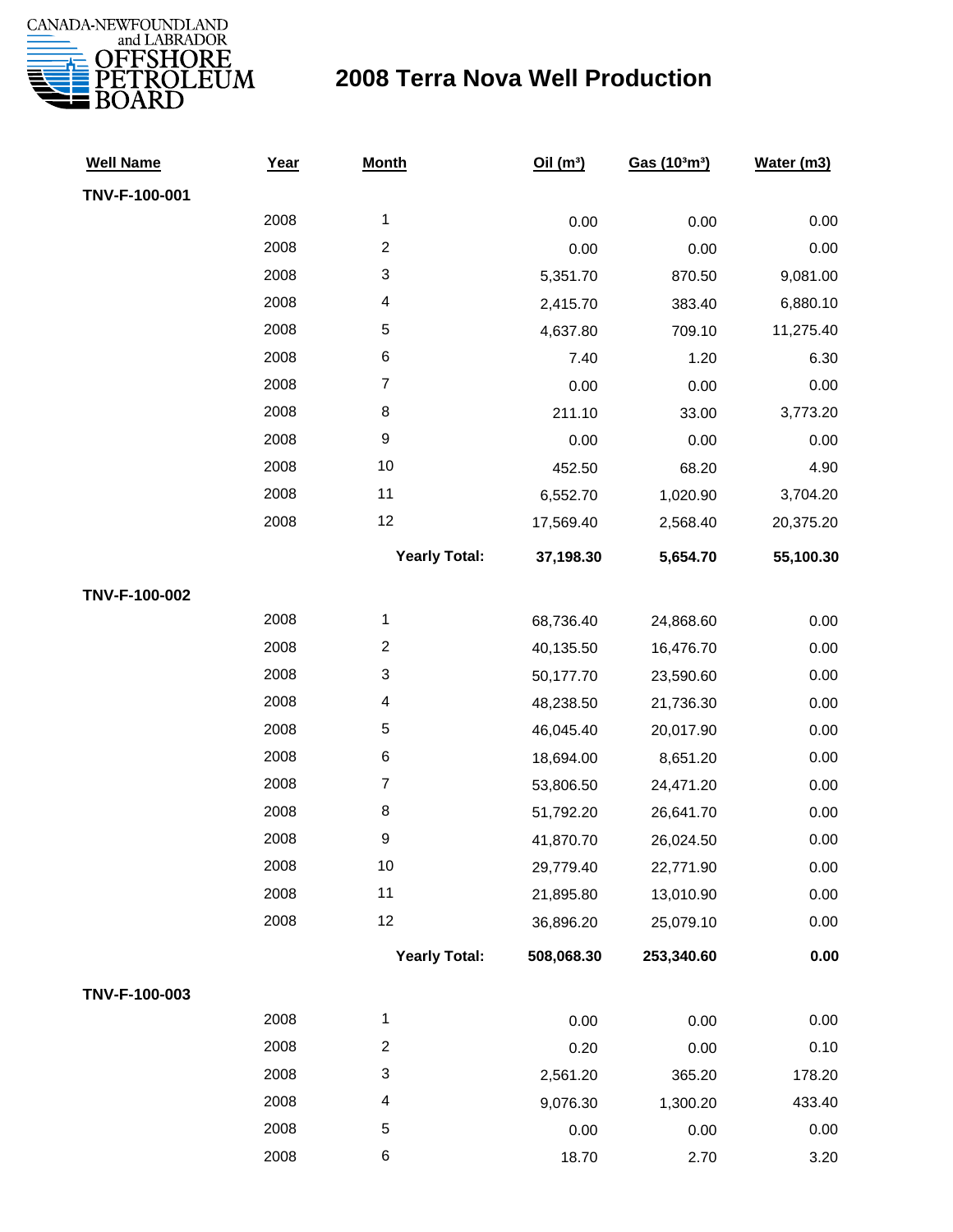CANADA-NEWFOUNDLAND and LABRADOR OFFSHORE PETROLEUM BOARD

# 2008 Terra Nova Well Production

| Well Name | Year | Month | Oil ($m^3$) | Gas ($10^3m^3$) | Water (m3) |
|---|---|---|---|---|---|
| **TNV-F-100-001** | | | | | |
| | 2008 | 1 | 0.00 | 0.00 | 0.00 |
| | 2008 | 2 | 0.00 | 0.00 | 0.00 |
| | 2008 | 3 | 5,351.70 | 870.50 | 9,081.00 |
| | 2008 | 4 | 2,415.70 | 383.40 | 6,880.10 |
| | 2008 | 5 | 4,637.80 | 709.10 | 11,275.40 |
| | 2008 | 6 | 7.40 | 1.20 | 6.30 |
| | 2008 | 7 | 0.00 | 0.00 | 0.00 |
| | 2008 | 8 | 211.10 | 33.00 | 3,773.20 |
| | 2008 | 9 | 0.00 | 0.00 | 0.00 |
| | 2008 | 10 | 452.50 | 68.20 | 4.90 |
| | 2008 | 11 | 6,552.70 | 1,020.90 | 3,704.20 |
| | 2008 | 12 | 17,569.40 | 2,568.40 | 20,375.20 |
| | | **Yearly Total:** | **37,198.30** | **5,654.70** | **55,100.30** |
| **TNV-F-100-002** | | | | | |
| | 2008 | 1 | 68,736.40 | 24,868.60 | 0.00 |
| | 2008 | 2 | 40,135.50 | 16,476.70 | 0.00 |
| | 2008 | 3 | 50,177.70 | 23,590.60 | 0.00 |
| | 2008 | 4 | 48,238.50 | 21,736.30 | 0.00 |
| | 2008 | 5 | 46,045.40 | 20,017.90 | 0.00 |
| | 2008 | 6 | 18,694.00 | 8,651.20 | 0.00 |
| | 2008 | 7 | 53,806.50 | 24,471.20 | 0.00 |
| | 2008 | 8 | 51,792.20 | 26,641.70 | 0.00 |
| | 2008 | 9 | 41,870.70 | 26,024.50 | 0.00 |
| | 2008 | 10 | 29,779.40 | 22,771.90 | 0.00 |
| | 2008 | 11 | 21,895.80 | 13,010.90 | 0.00 |
| | 2008 | 12 | 36,896.20 | 25,079.10 | 0.00 |
| | | **Yearly Total:** | **508,068.30** | **253,340.60** | **0.00** |
| **TNV-F-100-003** | | | | | |
| | 2008 | 1 | 0.00 | 0.00 | 0.00 |
| | 2008 | 2 | 0.20 | 0.00 | 0.10 |
| | 2008 | 3 | 2,561.20 | 365.20 | 178.20 |
| | 2008 | 4 | 9,076.30 | 1,300.20 | 433.40 |
| | 2008 | 5 | 0.00 | 0.00 | 0.00 |
| | 2008 | 6 | 18.70 | 2.70 | 3.20 |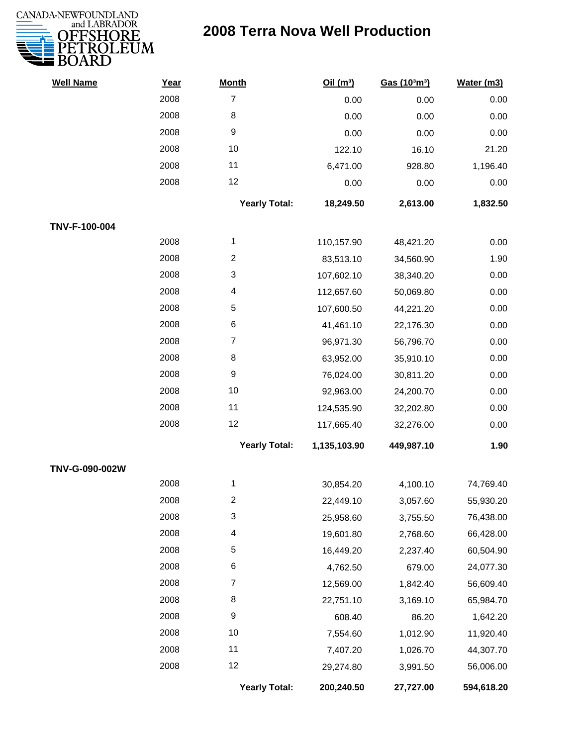# 2008 Terra Nova Well Production

| Well Name | Year | Month | Oil ($m^3$) | Gas ($10^3m^3$) | Water (m3) |
|---|---|---|---|---|---|
| | 2008 | 7 | 0.00 | 0.00 | 0.00 |
| | 2008 | 8 | 0.00 | 0.00 | 0.00 |
| | 2008 | 9 | 0.00 | 0.00 | 0.00 |
| | 2008 | 10 | 122.10 | 16.10 | 21.20 |
| | 2008 | 11 | 6,471.00 | 928.80 | 1,196.40 |
| | 2008 | 12 | 0.00 | 0.00 | 0.00 |
| | | **Yearly Total:** | **18,249.50** | **2,613.00** | **1,832.50** |
| **TNV-F-100-004** | | | | | |
| | 2008 | 1 | 110,157.90 | 48,421.20 | 0.00 |
| | 2008 | 2 | 83,513.10 | 34,560.90 | 1.90 |
| | 2008 | 3 | 107,602.10 | 38,340.20 | 0.00 |
| | 2008 | 4 | 112,657.60 | 50,069.80 | 0.00 |
| | 2008 | 5 | 107,600.50 | 44,221.20 | 0.00 |
| | 2008 | 6 | 41,461.10 | 22,176.30 | 0.00 |
| | 2008 | 7 | 96,971.30 | 56,796.70 | 0.00 |
| | 2008 | 8 | 63,952.00 | 35,910.10 | 0.00 |
| | 2008 | 9 | 76,024.00 | 30,811.20 | 0.00 |
| | 2008 | 10 | 92,963.00 | 24,200.70 | 0.00 |
| | 2008 | 11 | 124,535.90 | 32,202.80 | 0.00 |
| | 2008 | 12 | 117,665.40 | 32,276.00 | 0.00 |
| | | **Yearly Total:** | **1,135,103.90** | **449,987.10** | **1.90** |
| **TNV-G-090-002W** | | | | | |
| | 2008 | 1 | 30,854.20 | 4,100.10 | 74,769.40 |
| | 2008 | 2 | 22,449.10 | 3,057.60 | 55,930.20 |
| | 2008 | 3 | 25,958.60 | 3,755.50 | 76,438.00 |
| | 2008 | 4 | 19,601.80 | 2,768.60 | 66,428.00 |
| | 2008 | 5 | 16,449.20 | 2,237.40 | 60,504.90 |
| | 2008 | 6 | 4,762.50 | 679.00 | 24,077.30 |
| | 2008 | 7 | 12,569.00 | 1,842.40 | 56,609.40 |
| | 2008 | 8 | 22,751.10 | 3,169.10 | 65,984.70 |
| | 2008 | 9 | 608.40 | 86.20 | 1,642.20 |
| | 2008 | 10 | 7,554.60 | 1,012.90 | 11,920.40 |
| | 2008 | 11 | 7,407.20 | 1,026.70 | 44,307.70 |
| | 2008 | 12 | 29,274.80 | 3,991.50 | 56,006.00 |
| | | **Yearly Total:** | **200,240.50** | **27,727.00** | **594,618.20** |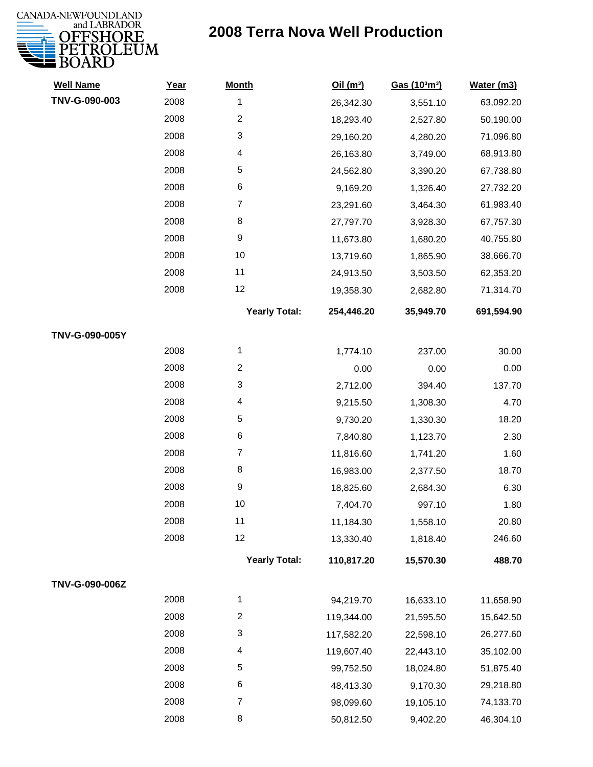# 2008 Terra Nova Well Production

CANADA-NEWFOUNDLAND and LABRADOR OFFSHORE PETROLEUM BOARD

| Well Name | Year | Month | Oil ($m^3$) | Gas ($10^3m^3$) | Water (m3) |
|---|---|---|---|---|---|
| **TNV-G-090-003** | 2008 | 1 | 26,342.30 | 3,551.10 | 63,092.20 |
| | 2008 | 2 | 18,293.40 | 2,527.80 | 50,190.00 |
| | 2008 | 3 | 29,160.20 | 4,280.20 | 71,096.80 |
| | 2008 | 4 | 26,163.80 | 3,749.00 | 68,913.80 |
| | 2008 | 5 | 24,562.80 | 3,390.20 | 67,738.80 |
| | 2008 | 6 | 9,169.20 | 1,326.40 | 27,732.20 |
| | 2008 | 7 | 23,291.60 | 3,464.30 | 61,983.40 |
| | 2008 | 8 | 27,797.70 | 3,928.30 | 67,757.30 |
| | 2008 | 9 | 11,673.80 | 1,680.20 | 40,755.80 |
| | 2008 | 10 | 13,719.60 | 1,865.90 | 38,666.70 |
| | 2008 | 11 | 24,913.50 | 3,503.50 | 62,353.20 |
| | 2008 | 12 | 19,358.30 | 2,682.80 | 71,314.70 |
| | | **Yearly Total:** | **254,446.20** | **35,949.70** | **691,594.90** |
| **TNV-G-090-005Y** | | | | | |
| | 2008 | 1 | 1,774.10 | 237.00 | 30.00 |
| | 2008 | 2 | 0.00 | 0.00 | 0.00 |
| | 2008 | 3 | 2,712.00 | 394.40 | 137.70 |
| | 2008 | 4 | 9,215.50 | 1,308.30 | 4.70 |
| | 2008 | 5 | 9,730.20 | 1,330.30 | 18.20 |
| | 2008 | 6 | 7,840.80 | 1,123.70 | 2.30 |
| | 2008 | 7 | 11,816.60 | 1,741.20 | 1.60 |
| | 2008 | 8 | 16,983.00 | 2,377.50 | 18.70 |
| | 2008 | 9 | 18,825.60 | 2,684.30 | 6.30 |
| | 2008 | 10 | 7,404.70 | 997.10 | 1.80 |
| | 2008 | 11 | 11,184.30 | 1,558.10 | 20.80 |
| | 2008 | 12 | 13,330.40 | 1,818.40 | 246.60 |
| | | **Yearly Total:** | **110,817.20** | **15,570.30** | **488.70** |
| **TNV-G-090-006Z** | | | | | |
| | 2008 | 1 | 94,219.70 | 16,633.10 | 11,658.90 |
| | 2008 | 2 | 119,344.00 | 21,595.50 | 15,642.50 |
| | 2008 | 3 | 117,582.20 | 22,598.10 | 26,277.60 |
| | 2008 | 4 | 119,607.40 | 22,443.10 | 35,102.00 |
| | 2008 | 5 | 99,752.50 | 18,024.80 | 51,875.40 |
| | 2008 | 6 | 48,413.30 | 9,170.30 | 29,218.80 |
| | 2008 | 7 | 98,099.60 | 19,105.10 | 74,133.70 |
| | 2008 | 8 | 50,812.50 | 9,402.20 | 46,304.10 |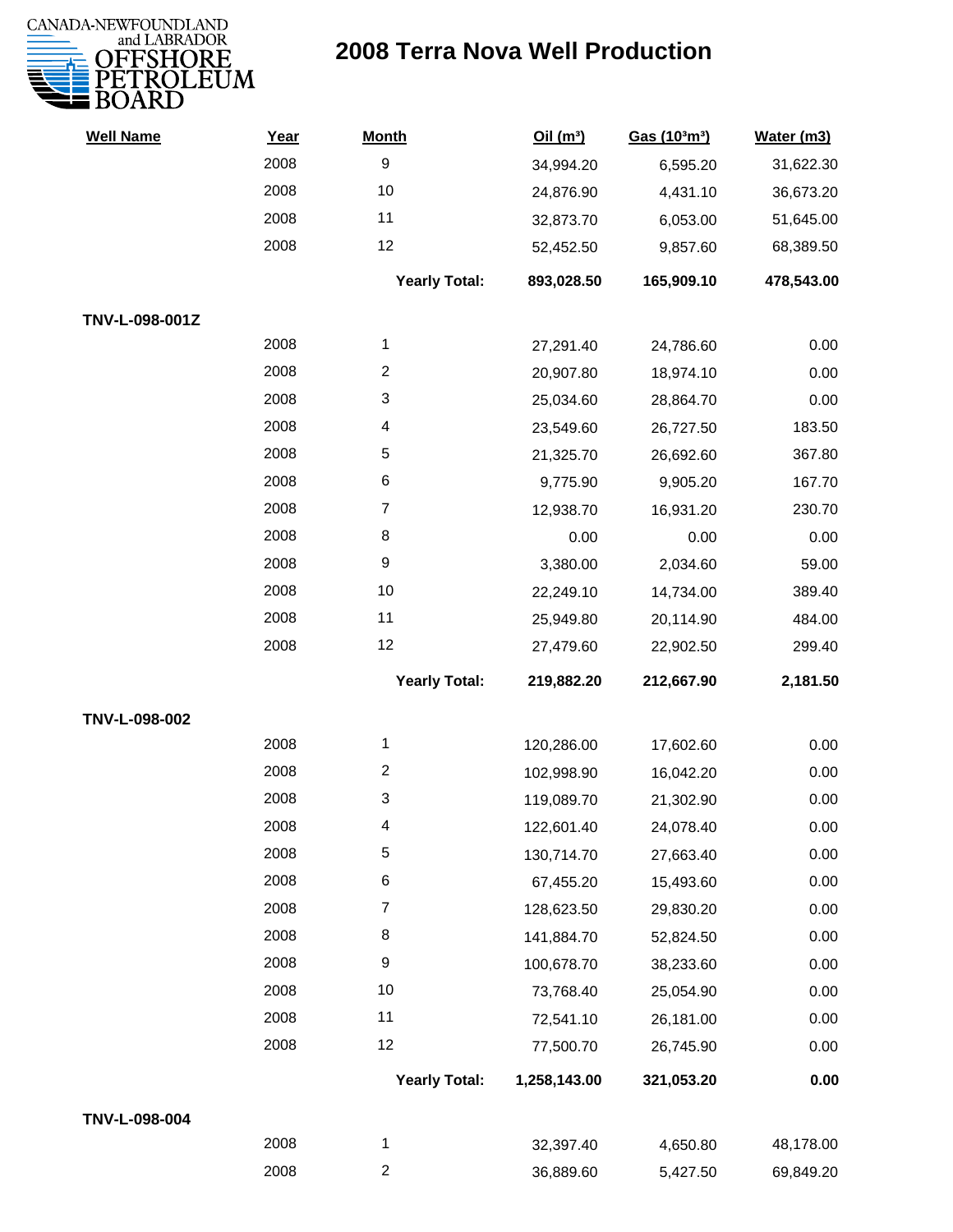# 2008 Terra Nova Well Production

| Well Name | Year | Month | Oil (m³) | Gas (10³m³) | Water (m3) |
|---|---|---|---|---|---|
| | 2008 | 9 | 34,994.20 | 6,595.20 | 31,622.30 |
| | 2008 | 10 | 24,876.90 | 4,431.10 | 36,673.20 |
| | 2008 | 11 | 32,873.70 | 6,053.00 | 51,645.00 |
| | 2008 | 12 | 52,452.50 | 9,857.60 | 68,389.50 |
| | | **Yearly Total:** | **893,028.50** | **165,909.10** | **478,543.00** |
| **TNV-L-098-001Z** | | | | | |
| | 2008 | 1 | 27,291.40 | 24,786.60 | 0.00 |
| | 2008 | 2 | 20,907.80 | 18,974.10 | 0.00 |
| | 2008 | 3 | 25,034.60 | 28,864.70 | 0.00 |
| | 2008 | 4 | 23,549.60 | 26,727.50 | 183.50 |
| | 2008 | 5 | 21,325.70 | 26,692.60 | 367.80 |
| | 2008 | 6 | 9,775.90 | 9,905.20 | 167.70 |
| | 2008 | 7 | 12,938.70 | 16,931.20 | 230.70 |
| | 2008 | 8 | 0.00 | 0.00 | 0.00 |
| | 2008 | 9 | 3,380.00 | 2,034.60 | 59.00 |
| | 2008 | 10 | 22,249.10 | 14,734.00 | 389.40 |
| | 2008 | 11 | 25,949.80 | 20,114.90 | 484.00 |
| | 2008 | 12 | 27,479.60 | 22,902.50 | 299.40 |
| | | **Yearly Total:** | **219,882.20** | **212,667.90** | **2,181.50** |
| **TNV-L-098-002** | | | | | |
| | 2008 | 1 | 120,286.00 | 17,602.60 | 0.00 |
| | 2008 | 2 | 102,998.90 | 16,042.20 | 0.00 |
| | 2008 | 3 | 119,089.70 | 21,302.90 | 0.00 |
| | 2008 | 4 | 122,601.40 | 24,078.40 | 0.00 |
| | 2008 | 5 | 130,714.70 | 27,663.40 | 0.00 |
| | 2008 | 6 | 67,455.20 | 15,493.60 | 0.00 |
| | 2008 | 7 | 128,623.50 | 29,830.20 | 0.00 |
| | 2008 | 8 | 141,884.70 | 52,824.50 | 0.00 |
| | 2008 | 9 | 100,678.70 | 38,233.60 | 0.00 |
| | 2008 | 10 | 73,768.40 | 25,054.90 | 0.00 |
| | 2008 | 11 | 72,541.10 | 26,181.00 | 0.00 |
| | 2008 | 12 | 77,500.70 | 26,745.90 | 0.00 |
| | | **Yearly Total:** | **1,258,143.00** | **321,053.20** | **0.00** |
| **TNV-L-098-004** | | | | | |
| | 2008 | 1 | 32,397.40 | 4,650.80 | 48,178.00 |
| | 2008 | 2 | 36,889.60 | 5,427.50 | 69,849.20 |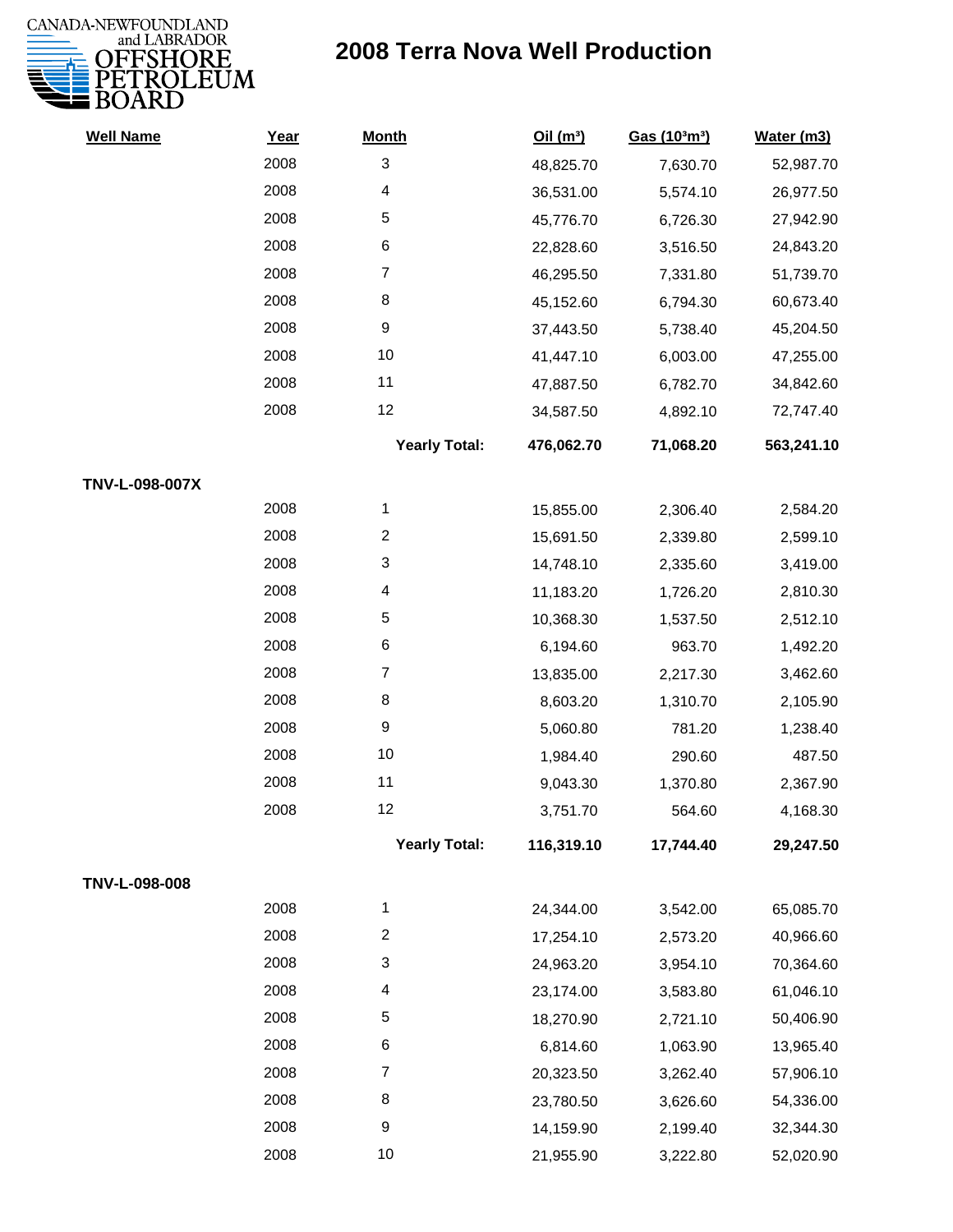# 2008 Terra Nova Well Production

| Well Name | Year | Month | Oil (m³) | Gas (10³m³) | Water (m3) |
|---|---|---|---|---|---|
| | 2008 | 3 | 48,825.70 | 7,630.70 | 52,987.70 |
| | 2008 | 4 | 36,531.00 | 5,574.10 | 26,977.50 |
| | 2008 | 5 | 45,776.70 | 6,726.30 | 27,942.90 |
| | 2008 | 6 | 22,828.60 | 3,516.50 | 24,843.20 |
| | 2008 | 7 | 46,295.50 | 7,331.80 | 51,739.70 |
| | 2008 | 8 | 45,152.60 | 6,794.30 | 60,673.40 |
| | 2008 | 9 | 37,443.50 | 5,738.40 | 45,204.50 |
| | 2008 | 10 | 41,447.10 | 6,003.00 | 47,255.00 |
| | 2008 | 11 | 47,887.50 | 6,782.70 | 34,842.60 |
| | 2008 | 12 | 34,587.50 | 4,892.10 | 72,747.40 |
| | | **Yearly Total:** | **476,062.70** | **71,068.20** | **563,241.10** |
| **TNV-L-098-007X** | | | | | |
| | 2008 | 1 | 15,855.00 | 2,306.40 | 2,584.20 |
| | 2008 | 2 | 15,691.50 | 2,339.80 | 2,599.10 |
| | 2008 | 3 | 14,748.10 | 2,335.60 | 3,419.00 |
| | 2008 | 4 | 11,183.20 | 1,726.20 | 2,810.30 |
| | 2008 | 5 | 10,368.30 | 1,537.50 | 2,512.10 |
| | 2008 | 6 | 6,194.60 | 963.70 | 1,492.20 |
| | 2008 | 7 | 13,835.00 | 2,217.30 | 3,462.60 |
| | 2008 | 8 | 8,603.20 | 1,310.70 | 2,105.90 |
| | 2008 | 9 | 5,060.80 | 781.20 | 1,238.40 |
| | 2008 | 10 | 1,984.40 | 290.60 | 487.50 |
| | 2008 | 11 | 9,043.30 | 1,370.80 | 2,367.90 |
| | 2008 | 12 | 3,751.70 | 564.60 | 4,168.30 |
| | | **Yearly Total:** | **116,319.10** | **17,744.40** | **29,247.50** |
| **TNV-L-098-008** | | | | | |
| | 2008 | 1 | 24,344.00 | 3,542.00 | 65,085.70 |
| | 2008 | 2 | 17,254.10 | 2,573.20 | 40,966.60 |
| | 2008 | 3 | 24,963.20 | 3,954.10 | 70,364.60 |
| | 2008 | 4 | 23,174.00 | 3,583.80 | 61,046.10 |
| | 2008 | 5 | 18,270.90 | 2,721.10 | 50,406.90 |
| | 2008 | 6 | 6,814.60 | 1,063.90 | 13,965.40 |
| | 2008 | 7 | 20,323.50 | 3,262.40 | 57,906.10 |
| | 2008 | 8 | 23,780.50 | 3,626.60 | 54,336.00 |
| | 2008 | 9 | 14,159.90 | 2,199.40 | 32,344.30 |
| | 2008 | 10 | 21,955.90 | 3,222.80 | 52,020.90 |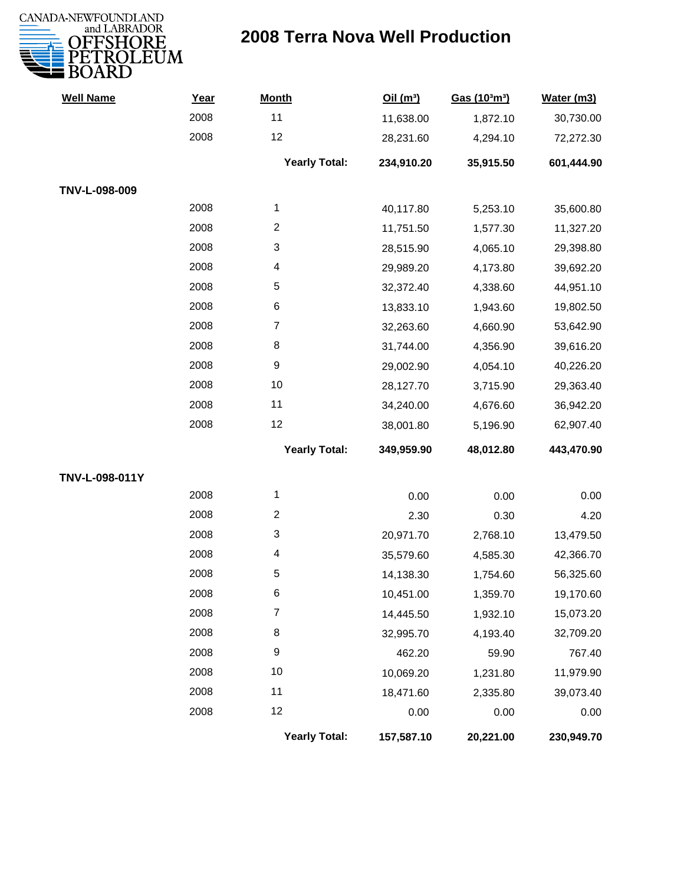# 2008 Terra Nova Well Production

| Well Name | Year | Month | Oil ($m^3$) | Gas ($10^3m^3$) | Water (m3) |
|---|---|---|---|---|---|
| | 2008 | 11 | 11,638.00 | 1,872.10 | 30,730.00 |
| | 2008 | 12 | 28,231.60 | 4,294.10 | 72,272.30 |
| | | **Yearly Total:** | **234,910.20** | **35,915.50** | **601,444.90** |
| **TNV-L-098-009** | | | | | |
| | 2008 | 1 | 40,117.80 | 5,253.10 | 35,600.80 |
| | 2008 | 2 | 11,751.50 | 1,577.30 | 11,327.20 |
| | 2008 | 3 | 28,515.90 | 4,065.10 | 29,398.80 |
| | 2008 | 4 | 29,989.20 | 4,173.80 | 39,692.20 |
| | 2008 | 5 | 32,372.40 | 4,338.60 | 44,951.10 |
| | 2008 | 6 | 13,833.10 | 1,943.60 | 19,802.50 |
| | 2008 | 7 | 32,263.60 | 4,660.90 | 53,642.90 |
| | 2008 | 8 | 31,744.00 | 4,356.90 | 39,616.20 |
| | 2008 | 9 | 29,002.90 | 4,054.10 | 40,226.20 |
| | 2008 | 10 | 28,127.70 | 3,715.90 | 29,363.40 |
| | 2008 | 11 | 34,240.00 | 4,676.60 | 36,942.20 |
| | 2008 | 12 | 38,001.80 | 5,196.90 | 62,907.40 |
| | | **Yearly Total:** | **349,959.90** | **48,012.80** | **443,470.90** |
| **TNV-L-098-011Y** | | | | | |
| | 2008 | 1 | 0.00 | 0.00 | 0.00 |
| | 2008 | 2 | 2.30 | 0.30 | 4.20 |
| | 2008 | 3 | 20,971.70 | 2,768.10 | 13,479.50 |
| | 2008 | 4 | 35,579.60 | 4,585.30 | 42,366.70 |
| | 2008 | 5 | 14,138.30 | 1,754.60 | 56,325.60 |
| | 2008 | 6 | 10,451.00 | 1,359.70 | 19,170.60 |
| | 2008 | 7 | 14,445.50 | 1,932.10 | 15,073.20 |
| | 2008 | 8 | 32,995.70 | 4,193.40 | 32,709.20 |
| | 2008 | 9 | 462.20 | 59.90 | 767.40 |
| | 2008 | 10 | 10,069.20 | 1,231.80 | 11,979.90 |
| | 2008 | 11 | 18,471.60 | 2,335.80 | 39,073.40 |
| | 2008 | 12 | 0.00 | 0.00 | 0.00 |
| | | **Yearly Total:** | **157,587.10** | **20,221.00** | **230,949.70** |